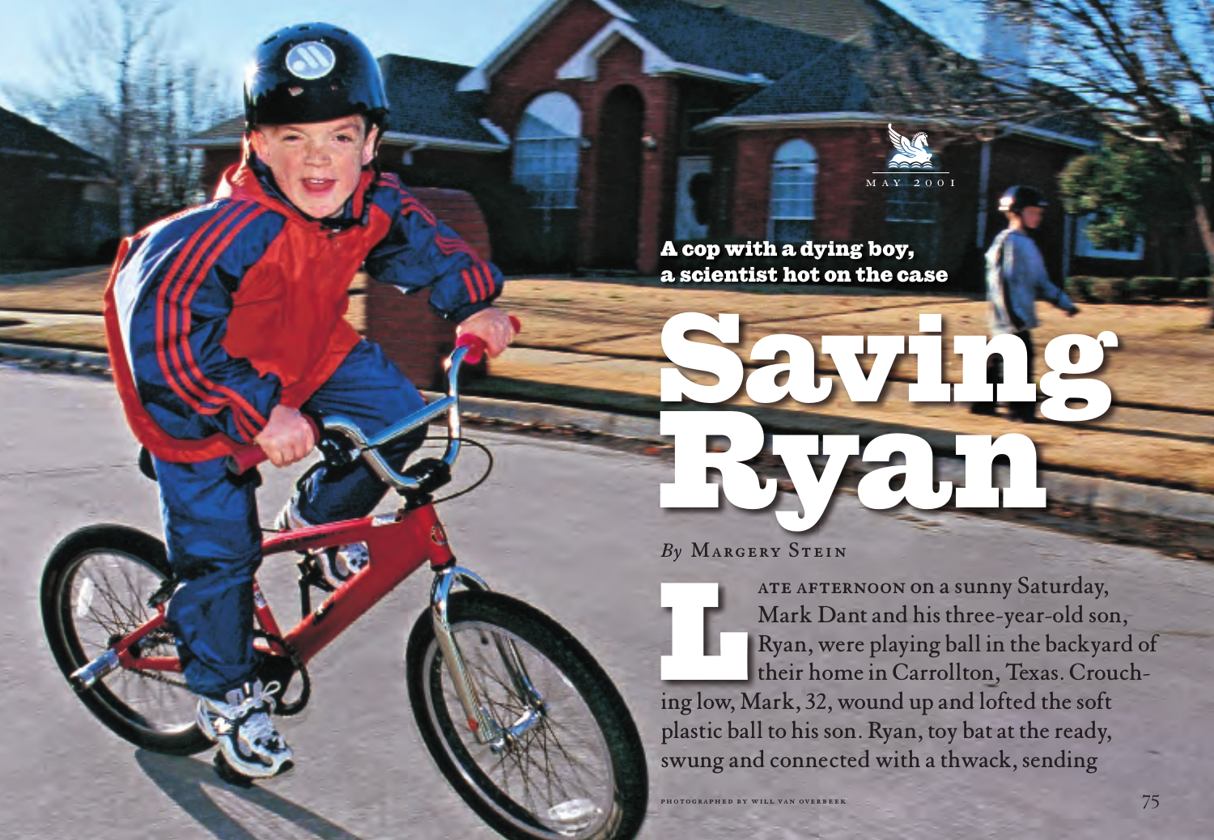MAY 2001

**A cop with a dying boy, a scientist hot on the case**

# Saving Ryan

*By* MARGERY STEIN

LATE AFTERNOON on a sunny Saturday, Mark Dant and his three-year-old son, Ryan, were playing ball in the backyard of their home in Carrollton, Texas. Crouching low, Mark, 32, wound up and lofted the soft plastic ball to his son. Ryan, toy bat at the ready, swung and connected with a thwack, sending

PHOTOGRAPHED BY WILL VAN OVERBEEK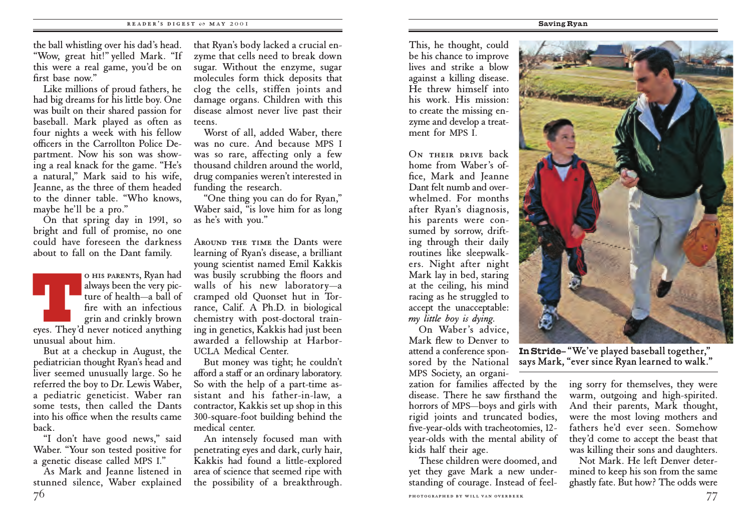the ball whistling over his dad's head. "Wow, great hit!" yelled Mark. "If this were a real game, you'd be on first base now."

Like millions of proud fathers, he had big dreams for his little boy. One was built on their shared passion for baseball. Mark played as often as four nights a week with his fellow officers in the Carrollton Police Department. Now his son was showing a real knack for the game. "He's a natural," Mark said to his wife, Jeanne, as the three of them headed to the dinner table. "Who knows, maybe he'll be a pro."

On that spring day in 1991, so bright and full of promise, no one could have foreseen the darkness about to fall on the Dant family.

To his parents, Ryan had always been the very picture of health—a ball of fire with an infectious grin and crinkly brown eyes. They'd never noticed anything unusual about him.

But at a checkup in August, the pediatrician thought Ryan's head and liver seemed unusually large. So he referred the boy to Dr. Lewis Waber, a pediatric geneticist. Waber ran some tests, then called the Dants into his office when the results came back.

"I don't have good news," said Waber. "Your son tested positive for a genetic disease called MPS I."

As Mark and Jeanne listened in stunned silence, Waber explained that Ryan's body lacked a crucial enzyme that cells need to break down sugar. Without the enzyme, sugar molecules form thick deposits that clog the cells, stiffen joints and damage organs. Children with this disease almost never live past their teens.

Worst of all, added Waber, there was no cure. And because MPS I was so rare, affecting only a few thousand children around the world, drug companies weren't interested in funding the research.

"One thing you can do for Ryan," Waber said, "is love him for as long as he's with you."

Around the time the Dants were learning of Ryan's disease, a brilliant young scientist named Emil Kakkis was busily scrubbing the floors and walls of his new laboratory—a cramped old Quonset hut in Torrance, Calif. A Ph.D. in biological chemistry with post-doctoral training in genetics, Kakkis had just been awarded a fellowship at Harbor-UCLA Medical Center.

But money was tight; he couldn't afford a staff or an ordinary laboratory. So with the help of a part-time assistant and his father-in-law, a contractor, Kakkis set up shop in this 300-square-foot building behind the medical center.

An intensely focused man with penetrating eyes and dark, curly hair, Kakkis had found a little-explored area of science that seemed ripe with the possibility of a breakthrough. This, he thought, could be his chance to improve lives and strike a blow against a killing disease. He threw himself into his work. His mission: to create the missing enzyme and develop a treatment for MPS I.

On their drive back home from Waber's office, Mark and Jeanne Dant felt numb and overwhelmed. For months after Ryan's diagnosis, his parents were consumed by sorrow, drifting through their daily routines like sleepwalkers. Night after night Mark lay in bed, staring at the ceiling, his mind racing as he struggled to accept the unacceptable: *my little boy is dying.*

On Waber's advice, Mark flew to Denver to attend a conference sponsored by the National MPS Society, an organization for families affected by the disease. There he saw firsthand the horrors of MPS—boys and girls with rigid joints and truncated bodies, five-year-olds with tracheotomies, 12-year-olds with the mental ability of kids half their age.

These children were doomed, and yet they gave Mark a new understanding of courage. Instead of feeling sorry for themselves, they were warm, outgoing and high-spirited. And their parents, Mark thought, were the most loving mothers and fathers he'd ever seen. Somehow they'd come to accept the beast that was killing their sons and daughters.

Not Mark. He left Denver determined to keep his son from the same ghastly fate. But how? The odds were

**In Stride–"We've played baseball together," says Mark, "ever since Ryan learned to walk."**

PHOTOGRAPHED BY WILL VAN OVERBEEK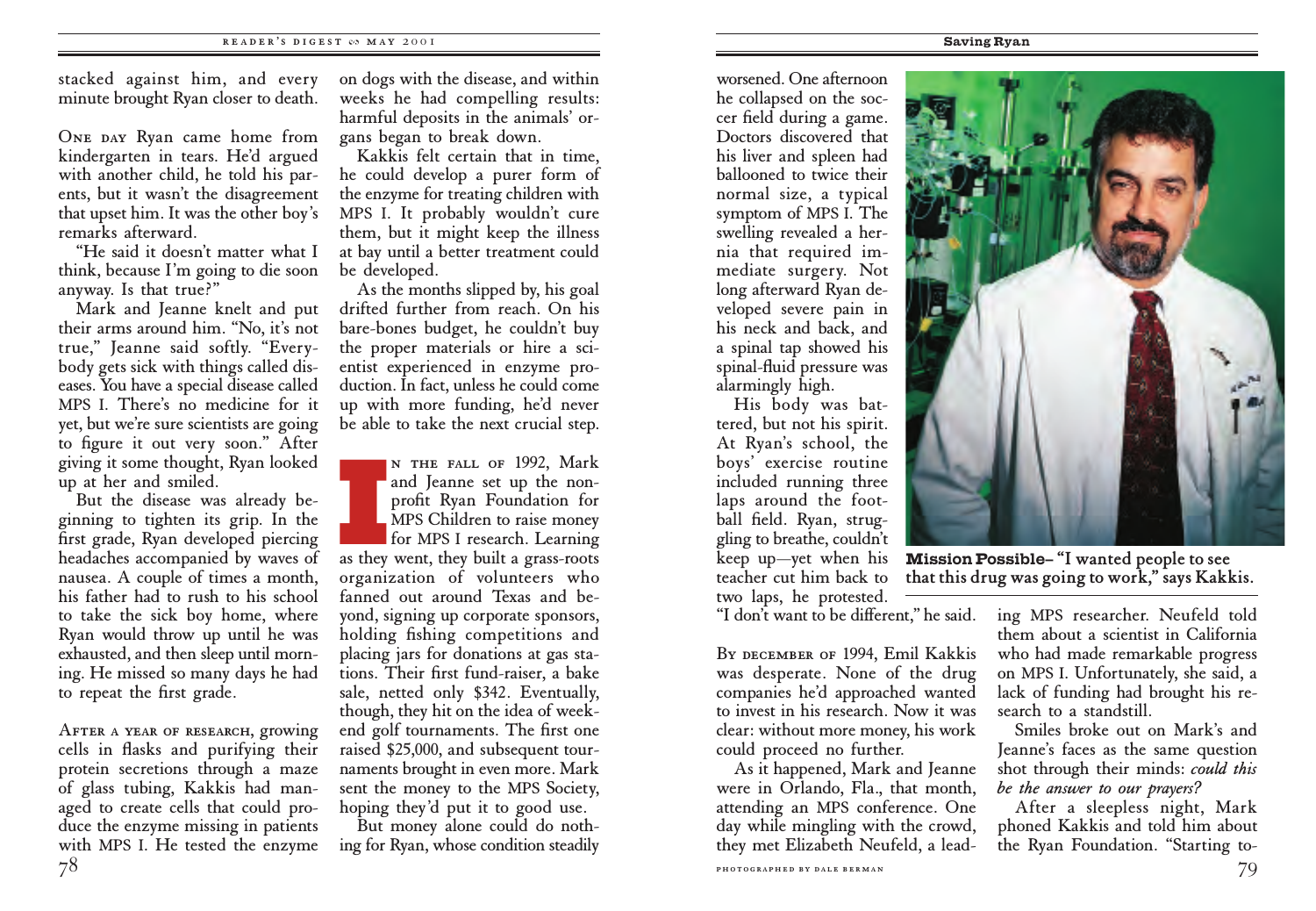stacked against him, and every minute brought Ryan closer to death.

One day Ryan came home from kindergarten in tears. He'd argued with another child, he told his parents, but it wasn't the disagreement that upset him. It was the other boy's remarks afterward.

"He said it doesn't matter what I think, because I'm going to die soon anyway. Is that true?"

Mark and Jeanne knelt and put their arms around him. "No, it's not true," Jeanne said softly. "Everybody gets sick with things called diseases. You have a special disease called MPS I. There's no medicine for it yet, but we're sure scientists are going to figure it out very soon." After giving it some thought, Ryan looked up at her and smiled.

But the disease was already beginning to tighten its grip. In the first grade, Ryan developed piercing headaches accompanied by waves of nausea. A couple of times a month, his father had to rush to his school to take the sick boy home, where Ryan would throw up until he was exhausted, and then sleep until morning. He missed so many days he had to repeat the first grade.

After a year of research, growing cells in flasks and purifying their protein secretions through a maze of glass tubing, Kakkis had managed to create cells that could produce the enzyme missing in patients with MPS I. He tested the enzyme on dogs with the disease, and within weeks he had compelling results: harmful deposits in the animals' organs began to break down.

Kakkis felt certain that in time, he could develop a purer form of the enzyme for treating children with MPS I. It probably wouldn't cure them, but it might keep the illness at bay until a better treatment could be developed.

As the months slipped by, his goal drifted further from reach. On his bare-bones budget, he couldn't buy the proper materials or hire a scientist experienced in enzyme production. In fact, unless he could come up with more funding, he'd never be able to take the next crucial step.

In the fall of 1992, Mark and Jeanne set up the nonprofit Ryan Foundation for MPS Children to raise money for MPS I research. Learning as they went, they built a grass-roots organization of volunteers who fanned out around Texas and beyond, signing up corporate sponsors, holding fishing competitions and placing jars for donations at gas stations. Their first fund-raiser, a bake sale, netted only $342. Eventually, though, they hit on the idea of weekend golf tournaments. The first one raised $25,000, and subsequent tournaments brought in even more. Mark sent the money to the MPS Society, hoping they'd put it to good use.

But money alone could do nothing for Ryan, whose condition steadily worsened. One afternoon he collapsed on the soccer field during a game. Doctors discovered that his liver and spleen had ballooned to twice their normal size, a typical symptom of MPS I. The swelling revealed a hernia that required immediate surgery. Not long afterward Ryan developed severe pain in his neck and back, and a spinal tap showed his spinal-fluid pressure was alarmingly high.

His body was battered, but not his spirit. At Ryan's school, the boys' exercise routine included running three laps around the football field. Ryan, struggling to breathe, couldn't keep up—yet when his teacher cut him back to two laps, he protested. "I don't want to be different," he said.

**Mission Possible– "I wanted people to see that this drug was going to work," says Kakkis.**

PHOTOGRAPHED BY DALE BERMAN

By December of 1994, Emil Kakkis was desperate. None of the drug companies he'd approached wanted to invest in his research. Now it was clear: without more money, his work could proceed no further.

As it happened, Mark and Jeanne were in Orlando, Fla., that month, attending an MPS conference. One day while mingling with the crowd, they met Elizabeth Neufeld, a leading MPS researcher. Neufeld told them about a scientist in California who had made remarkable progress on MPS I. Unfortunately, she said, a lack of funding had brought his research to a standstill.

Smiles broke out on Mark's and Jeanne's faces as the same question shot through their minds: *could this be the answer to our prayers?*

After a sleepless night, Mark phoned Kakkis and told him about the Ryan Foundation. "Starting to-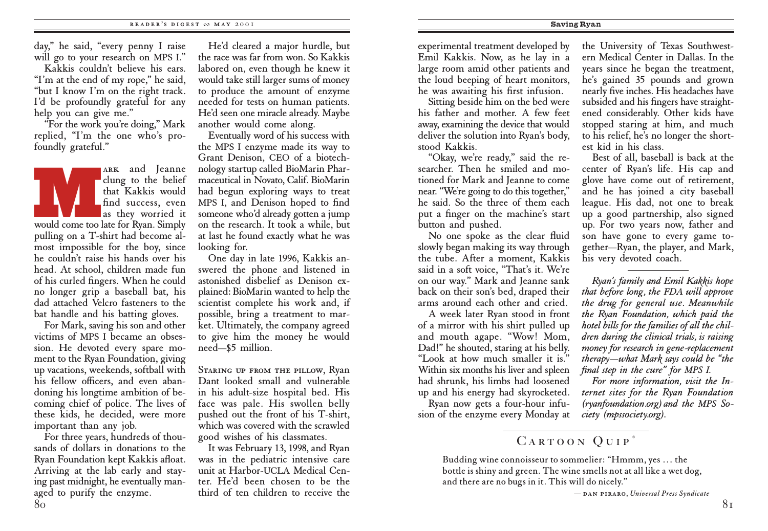day," he said, "every penny I raise will go to your research on MPS I."

Kakkis couldn't believe his ears. "I'm at the end of my rope," he said, "but I know I'm on the right track. I'd be profoundly grateful for any help you can give me."

"For the work you're doing," Mark replied, "I'm the one who's profoundly grateful."

**M**ARK and Jeanne clung to the belief that Kakkis would find success, even as they worried it would come too late for Ryan. Simply pulling on a T-shirt had become almost impossible for the boy, since he couldn't raise his hands over his head. At school, children made fun of his curled fingers. When he could no longer grip a baseball bat, his dad attached Velcro fasteners to the bat handle and his batting gloves.

For Mark, saving his son and other victims of MPS I became an obsession. He devoted every spare moment to the Ryan Foundation, giving up vacations, weekends, softball with his fellow officers, and even abandoning his longtime ambition of becoming chief of police. The lives of these kids, he decided, were more important than any job.

For three years, hundreds of thousands of dollars in donations to the Ryan Foundation kept Kakkis afloat. Arriving at the lab early and staying past midnight, he eventually managed to purify the enzyme.

He'd cleared a major hurdle, but the race was far from won. So Kakkis labored on, even though he knew it would take still larger sums of money to produce the amount of enzyme needed for tests on human patients. He'd seen one miracle already. Maybe another would come along.

Eventually word of his success with the MPS I enzyme made its way to Grant Denison, CEO of a biotechnology startup called BioMarin Pharmaceutical in Novato, Calif. BioMarin had begun exploring ways to treat MPS I, and Denison hoped to find someone who'd already gotten a jump on the research. It took a while, but at last he found exactly what he was looking for.

One day in late 1996, Kakkis answered the phone and listened in astonished disbelief as Denison explained: BioMarin wanted to help the scientist complete his work and, if possible, bring a treatment to market. Ultimately, the company agreed to give him the money he would need—$5 million.

STARING UP FROM THE PILLOW, Ryan Dant looked small and vulnerable in his adult-size hospital bed. His face was pale. His swollen belly pushed out the front of his T-shirt, which was covered with the scrawled good wishes of his classmates.

It was February 13, 1998, and Ryan was in the pediatric intensive care unit at Harbor-UCLA Medical Center. He'd been chosen to be the third of ten children to receive the experimental treatment developed by Emil Kakkis. Now, as he lay in a large room amid other patients and the loud beeping of heart monitors, he was awaiting his first infusion.

Sitting beside him on the bed were his father and mother. A few feet away, examining the device that would deliver the solution into Ryan's body, stood Kakkis.

"Okay, we're ready," said the researcher. Then he smiled and motioned for Mark and Jeanne to come near. "We're going to do this together," he said. So the three of them each put a finger on the machine's start button and pushed.

No one spoke as the clear fluid slowly began making its way through the tube. After a moment, Kakkis said in a soft voice, "That's it. We're on our way." Mark and Jeanne sank back on their son's bed, draped their arms around each other and cried.

A week later Ryan stood in front of a mirror with his shirt pulled up and mouth agape. "Wow! Mom, Dad!" he shouted, staring at his belly. "Look at how much smaller it is." Within six months his liver and spleen had shrunk, his limbs had loosened up and his energy had skyrocketed.

Ryan now gets a four-hour infusion of the enzyme every Monday at the University of Texas Southwestern Medical Center in Dallas. In the years since he began the treatment, he's gained 35 pounds and grown nearly five inches. His headaches have subsided and his fingers have straightened considerably. Other kids have stopped staring at him, and much to his relief, he's no longer the shortest kid in his class.

Best of all, baseball is back at the center of Ryan's life. His cap and glove have come out of retirement, and he has joined a city baseball league. His dad, not one to break up a good partnership, also signed up. For two years now, father and son have gone to every game together—Ryan, the player, and Mark, his very devoted coach.

---

*Ryan's family and Emil Kakkis hope that before long, the FDA will approve the drug for general use. Meanwhile the Ryan Foundation, which paid the hotel bills for the families of all the children during the clinical trials, is raising money for research in gene-replacement therapy—what Mark says could be "the final step in the cure" for MPS I.*

*For more information, visit the Internet sites for the Ryan Foundation (ryanfoundation.org) and the MPS Society (mpssociety.org).*

## CARTOON QUIP

Budding wine connoisseur to sommelier: "Hmmm, yes … the bottle is shiny and green. The wine smells not at all like a wet dog, and there are no bugs in it. This will do nicely."

— DAN PIRARO, *Universal Press Syndicate*